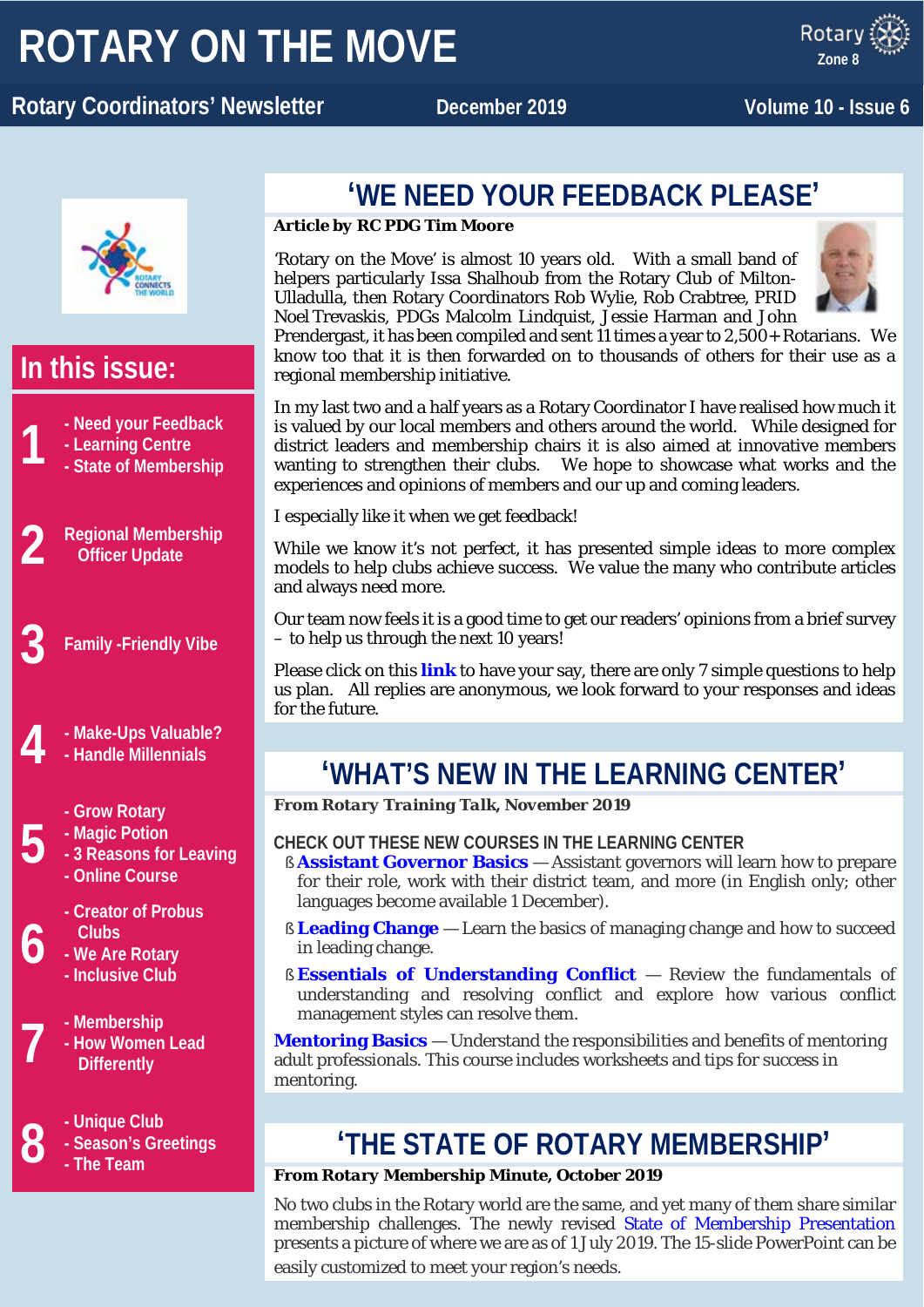# ROTARY ON THE MOVE

**Rotary Coordinators' Newsletter** — December 2019 — Volume 10 - Issue 6

## In this issue:

**1**
- Need your Feedback
- Learning Centre
- State of Membership

**2** Regional Membership Officer Update

**3** Family -Friendly Vibe

**4**
- Make-Ups Valuable?
- Handle Millennials

**5**
- Grow Rotary
- Magic Potion
- 3 Reasons for Leaving
- Online Course

**6**
- Creator of Probus Clubs
- We Are Rotary
- Inclusive Club

**7**
- Membership
- How Women Lead Differently

**8**
- Unique Club
- Season's Greetings
- The Team

## 'WE NEED YOUR FEEDBACK PLEASE'

**Article by RC PDG Tim Moore**

'Rotary on the Move' is almost 10 years old. With a small band of helpers particularly Issa Shalhoub from the Rotary Club of Milton-Ulladulla, then Rotary Coordinators Rob Wylie, Rob Crabtree, PRID Noel Trevaskis, PDGs Malcolm Lindquist, Jessie Harman and John Prendergast, it has been compiled and sent 11 times a year to 2,500+ Rotarians. We know too that it is then forwarded on to thousands of others for their use as a regional membership initiative.

In my last two and a half years as a Rotary Coordinator I have realised how much it is valued by our local members and others around the world. While designed for district leaders and membership chairs it is also aimed at innovative members wanting to strengthen their clubs. We hope to showcase what works and the experiences and opinions of members and our up and coming leaders.

I especially like it when we get feedback!

While we know it's not perfect, it has presented simple ideas to more complex models to help clubs achieve success. We value the many who contribute articles and always need more.

Our team now feels it is a good time to get our readers' opinions from a brief survey – to help us through the next 10 years!

Please click on this **link** to have your say, there are only 7 simple questions to help us plan. All replies are anonymous, we look forward to your responses and ideas for the future.

## 'WHAT'S NEW IN THE LEARNING CENTER'

***From Rotary Training Talk, November 2019***

**CHECK OUT THESE NEW COURSES IN THE LEARNING CENTER**

- **Assistant Governor Basics** — Assistant governors will learn how to prepare for their role, work with their district team, and more (in English only; other languages become available 1 December).
- **Leading Change** — Learn the basics of managing change and how to succeed in leading change.
- **Essentials of Understanding Conflict** — Review the fundamentals of understanding and resolving conflict and explore how various conflict management styles can resolve them.

**Mentoring Basics** — Understand the responsibilities and benefits of mentoring adult professionals. This course includes worksheets and tips for success in mentoring.

## 'THE STATE OF ROTARY MEMBERSHIP'

**From Rotary Membership Minute, October 2019**

No two clubs in the Rotary world are the same, and yet many of them share similar membership challenges. The newly revised State of Membership Presentation presents a picture of where we are as of 1 July 2019. The 15-slide PowerPoint can be easily customized to meet your region's needs.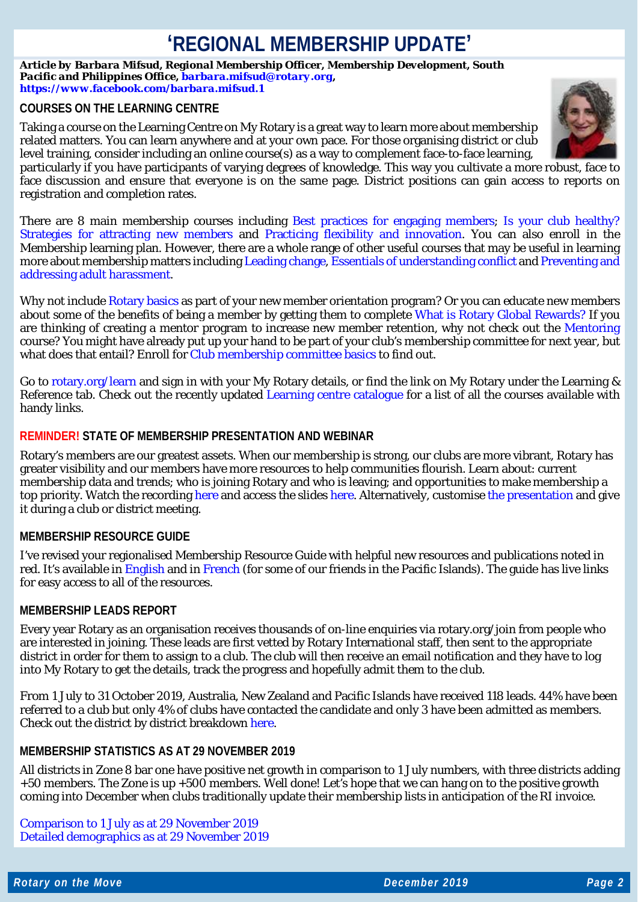# ‘REGIONAL MEMBERSHIP UPDATE’

***Article by Barbara Mifsud, Regional Membership Officer, Membership Development, South Pacific and Philippines Office, barbara.mifsud@rotary.org, https://www.facebook.com/barbara.mifsud.1***

## COURSES ON THE LEARNING CENTRE

Taking a course on the Learning Centre on My Rotary is a great way to learn more about membership related matters. You can learn anywhere and at your own pace. For those organising district or club level training, consider including an online course(s) as a way to complement face-to-face learning, particularly if you have participants of varying degrees of knowledge. This way you cultivate a more robust, face to face discussion and ensure that everyone is on the same page. District positions can gain access to reports on registration and completion rates.

There are 8 main membership courses including Best practices for engaging members; Is your club healthy? Strategies for attracting new members and Practicing flexibility and innovation. You can also enroll in the Membership learning plan. However, there are a whole range of other useful courses that may be useful in learning more about membership matters including Leading change, Essentials of understanding conflict and Preventing and addressing adult harassment.

Why not include Rotary basics as part of your new member orientation program? Or you can educate new members about some of the benefits of being a member by getting them to complete What is Rotary Global Rewards? If you are thinking of creating a mentor program to increase new member retention, why not check out the Mentoring course? You might have already put up your hand to be part of your club's membership committee for next year, but what does that entail? Enroll for Club membership committee basics to find out.

Go to rotary.org/learn and sign in with your My Rotary details, or find the link on My Rotary under the Learning & Reference tab. Check out the recently updated Learning centre catalogue for a list of all the courses available with handy links.

## REMINDER! STATE OF MEMBERSHIP PRESENTATION AND WEBINAR

Rotary's members are our greatest assets. When our membership is strong, our clubs are more vibrant, Rotary has greater visibility and our members have more resources to help communities flourish. Learn about: current membership data and trends; who is joining Rotary and who is leaving; and opportunities to make membership a top priority. Watch the recording here and access the slides here. Alternatively, customise the presentation and give it during a club or district meeting.

## MEMBERSHIP RESOURCE GUIDE

I've revised your regionalised Membership Resource Guide with helpful new resources and publications noted in red. It's available in English and in French (for some of our friends in the Pacific Islands). The guide has live links for easy access to all of the resources.

## MEMBERSHIP LEADS REPORT

Every year Rotary as an organisation receives thousands of on-line enquiries via rotary.org/join from people who are interested in joining. These leads are first vetted by Rotary International staff, then sent to the appropriate district in order for them to assign to a club. The club will then receive an email notification and they have to log into My Rotary to get the details, track the progress and hopefully admit them to the club.

From 1 July to 31 October 2019, Australia, New Zealand and Pacific Islands have received 118 leads. 44% have been referred to a club but only 4% of clubs have contacted the candidate and only 3 have been admitted as members. Check out the district by district breakdown here.

## MEMBERSHIP STATISTICS AS AT 29 NOVEMBER 2019

All districts in Zone 8 bar one have positive net growth in comparison to 1 July numbers, with three districts adding +50 members. The Zone is up +500 members. Well done! Let's hope that we can hang on to the positive growth coming into December when clubs traditionally update their membership lists in anticipation of the RI invoice.

Comparison to 1 July as at 29 November 2019
Detailed demographics as at 29 November 2019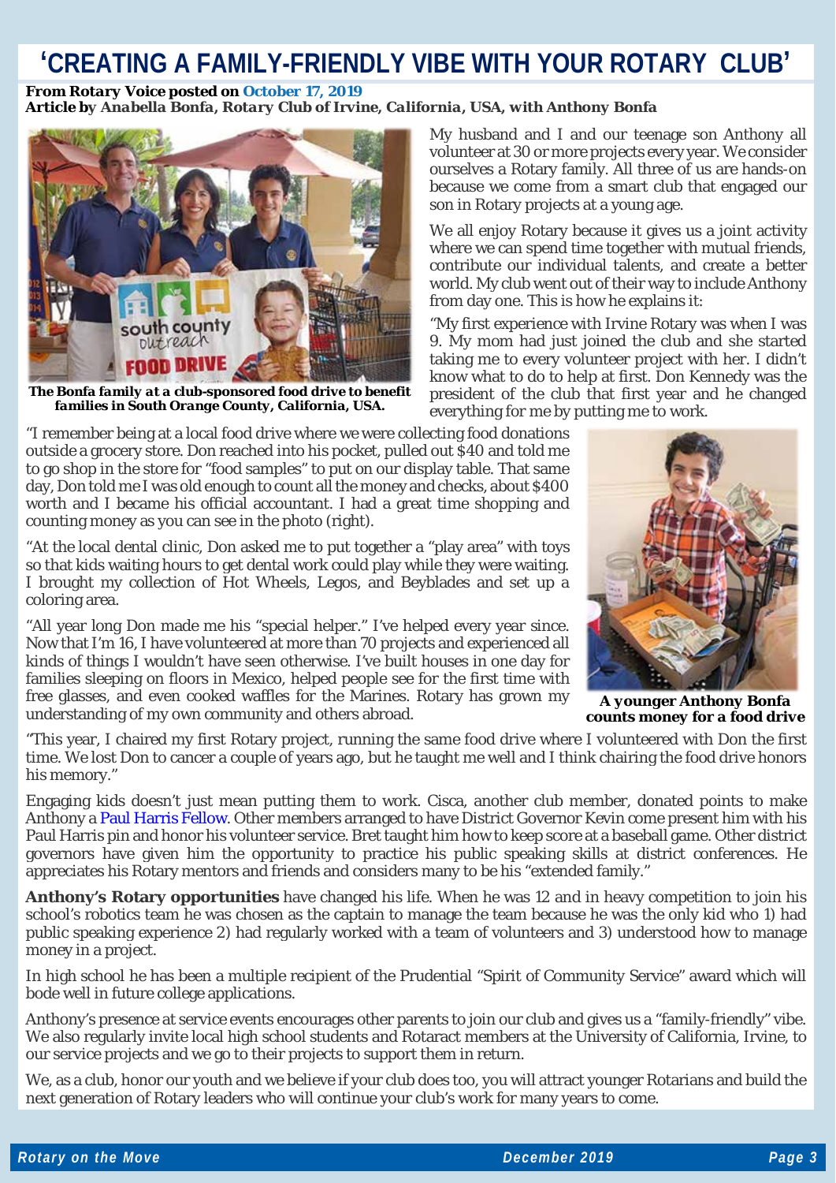# 'CREATING A FAMILY-FRIENDLY VIBE WITH YOUR ROTARY CLUB'

***From Rotary Voice posted on October 17, 2019***
***Article by Anabella Bonfa, Rotary Club of Irvine, California, USA, with Anthony Bonfa***

***The Bonfa family at a club-sponsored food drive to benefit families in South Orange County, California, USA.***

My husband and I and our teenage son Anthony all volunteer at 30 or more projects every year. We consider ourselves a Rotary family. All three of us are hands-on because we come from a smart club that engaged our son in Rotary projects at a young age.

We all enjoy Rotary because it gives us a joint activity where we can spend time together with mutual friends, contribute our individual talents, and create a better world. My club went out of their way to include Anthony from day one. This is how he explains it:

"My first experience with Irvine Rotary was when I was 9. My mom had just joined the club and she started taking me to every volunteer project with her. I didn't know what to do to help at first. Don Kennedy was the president of the club that first year and he changed everything for me by putting me to work.

"I remember being at a local food drive where we were collecting food donations outside a grocery store. Don reached into his pocket, pulled out $40 and told me to go shop in the store for "food samples" to put on our display table. That same day, Don told me I was old enough to count all the money and checks, about $400 worth and I became his official accountant. I had a great time shopping and counting money as you can see in the photo (right).

"At the local dental clinic, Don asked me to put together a "play area" with toys so that kids waiting hours to get dental work could play while they were waiting. I brought my collection of Hot Wheels, Legos, and Beyblades and set up a coloring area.

"All year long Don made me his "special helper." I've helped every year since. Now that I'm 16, I have volunteered at more than 70 projects and experienced all kinds of things I wouldn't have seen otherwise. I've built houses in one day for families sleeping on floors in Mexico, helped people see for the first time with free glasses, and even cooked waffles for the Marines. Rotary has grown my understanding of my own community and others abroad.

***A younger Anthony Bonfa counts money for a food drive***

"This year, I chaired my first Rotary project, running the same food drive where I volunteered with Don the first time. We lost Don to cancer a couple of years ago, but he taught me well and I think chairing the food drive honors his memory."

Engaging kids doesn't just mean putting them to work. Cisca, another club member, donated points to make Anthony a Paul Harris Fellow. Other members arranged to have District Governor Kevin come present him with his Paul Harris pin and honor his volunteer service. Bret taught him how to keep score at a baseball game. Other district governors have given him the opportunity to practice his public speaking skills at district conferences. He appreciates his Rotary mentors and friends and considers many to be his "extended family."

**Anthony's Rotary opportunities** have changed his life. When he was 12 and in heavy competition to join his school's robotics team he was chosen as the captain to manage the team because he was the only kid who 1) had public speaking experience 2) had regularly worked with a team of volunteers and 3) understood how to manage money in a project.

In high school he has been a multiple recipient of the Prudential "Spirit of Community Service" award which will bode well in future college applications.

Anthony's presence at service events encourages other parents to join our club and gives us a "family-friendly" vibe. We also regularly invite local high school students and Rotaract members at the University of California, Irvine, to our service projects and we go to their projects to support them in return.

We, as a club, honor our youth and we believe if your club does too, you will attract younger Rotarians and build the next generation of Rotary leaders who will continue your club's work for many years to come.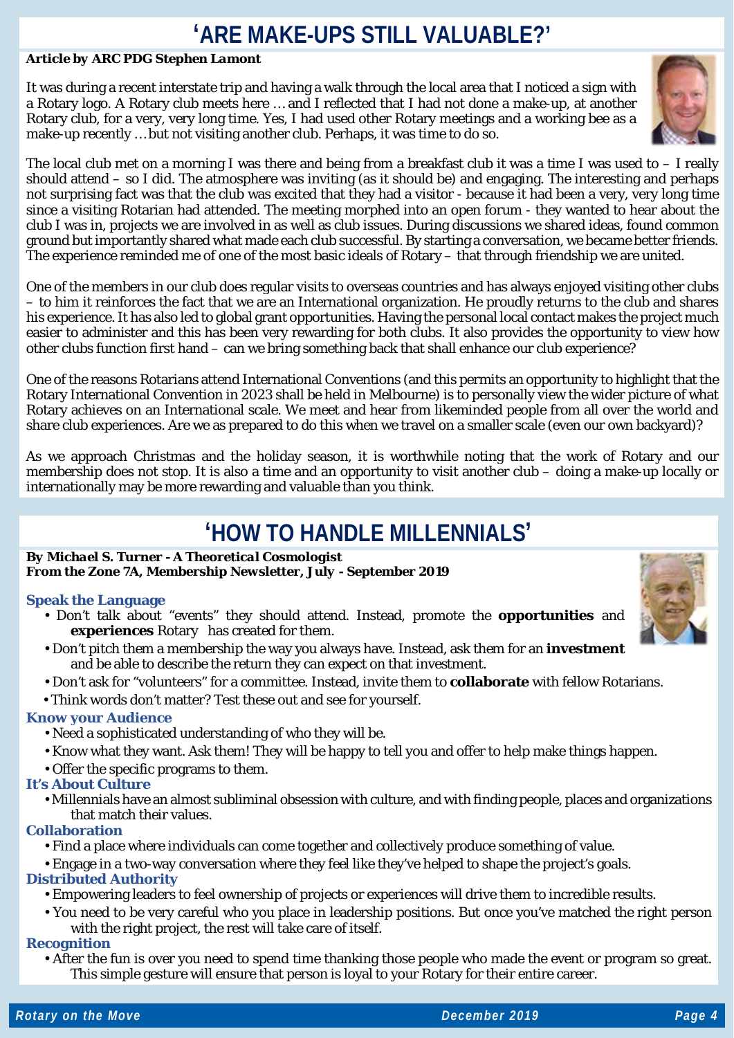# 'ARE MAKE-UPS STILL VALUABLE?'

***Article by ARC PDG Stephen Lamont***

It was during a recent interstate trip and having a walk through the local area that I noticed a sign with a Rotary logo. A Rotary club meets here … and I reflected that I had not done a make-up, at another Rotary club, for a very, very long time. Yes, I had used other Rotary meetings and a working bee as a make-up recently … but not visiting another club. Perhaps, it was time to do so.

The local club met on a morning I was there and being from a breakfast club it was a time I was used to – I really should attend – so I did. The atmosphere was inviting (as it should be) and engaging. The interesting and perhaps not surprising fact was that the club was excited that they had a visitor - because it had been a very, very long time since a visiting Rotarian had attended. The meeting morphed into an open forum - they wanted to hear about the club I was in, projects we are involved in as well as club issues. During discussions we shared ideas, found common ground but importantly shared what made each club successful. By starting a conversation, we became better friends. The experience reminded me of one of the most basic ideals of Rotary – that through friendship we are united.

One of the members in our club does regular visits to overseas countries and has always enjoyed visiting other clubs – to him it reinforces the fact that we are an International organization. He proudly returns to the club and shares his experience. It has also led to global grant opportunities. Having the personal local contact makes the project much easier to administer and this has been very rewarding for both clubs. It also provides the opportunity to view how other clubs function first hand – can we bring something back that shall enhance our club experience?

One of the reasons Rotarians attend International Conventions (and this permits an opportunity to highlight that the Rotary International Convention in 2023 shall be held in Melbourne) is to personally view the wider picture of what Rotary achieves on an International scale. We meet and hear from likeminded people from all over the world and share club experiences. Are we as prepared to do this when we travel on a smaller scale (even our own backyard)?

As we approach Christmas and the holiday season, it is worthwhile noting that the work of Rotary and our membership does not stop. It is also a time and an opportunity to visit another club – doing a make-up locally or internationally may be more rewarding and valuable than you think.

# 'HOW TO HANDLE MILLENNIALS'

***By Michael S. Turner - A Theoretical Cosmologist***
***From the Zone 7A, Membership Newsletter, July - September 2019***

### Speak the Language

- Don't talk about "events" they should attend. Instead, promote the **opportunities** and **experiences** Rotary has created for them.
- Don't pitch them a membership the way you always have. Instead, ask them for an **investment** and be able to describe the return they can expect on that investment.
- Don't ask for "volunteers" for a committee. Instead, invite them to **collaborate** with fellow Rotarians.
- Think words don't matter? Test these out and see for yourself.

### Know your Audience

- Need a sophisticated understanding of who they will be.
- Know what they want. Ask them! They will be happy to tell you and offer to help make things happen.
- Offer the specific programs to them.

### It's About Culture

- Millennials have an almost subliminal obsession with culture, and with finding people, places and organizations that match their values.

### Collaboration

- Find a place where individuals can come together and collectively produce something of value.
- Engage in a two-way conversation where they feel like they've helped to shape the project's goals.

### Distributed Authority

- Empowering leaders to feel ownership of projects or experiences will drive them to incredible results.
- You need to be very careful who you place in leadership positions. But once you've matched the right person with the right project, the rest will take care of itself.

### Recognition

- After the fun is over you need to spend time thanking those people who made the event or program so great. This simple gesture will ensure that person is loyal to your Rotary for their entire career.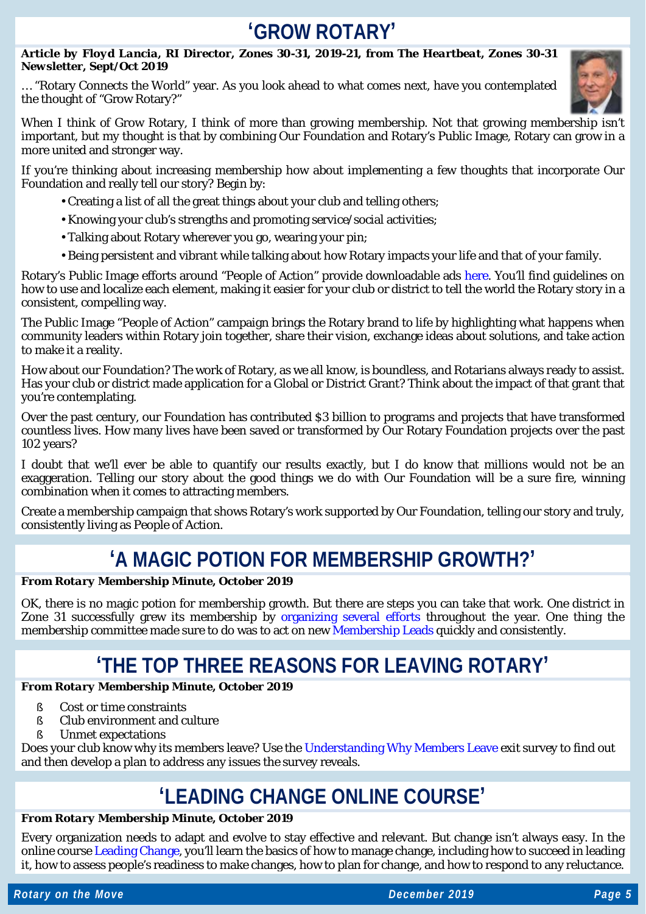# 'GROW ROTARY'

***Article by Floyd Lancia, RI Director, Zones 30-31, 2019-21, from The Heartbeat, Zones 30-31 Newsletter, Sept/Oct 2019***

… "Rotary Connects the World" year. As you look ahead to what comes next, have you contemplated the thought of "Grow Rotary?"

When I think of Grow Rotary, I think of more than growing membership. Not that growing membership isn't important, but my thought is that by combining Our Foundation and Rotary's Public Image, Rotary can grow in a more united and stronger way.

If you're thinking about increasing membership how about implementing a few thoughts that incorporate Our Foundation and really tell our story? Begin by:

- Creating a list of all the great things about your club and telling others;
- Knowing your club's strengths and promoting service/social activities;
- Talking about Rotary wherever you go, wearing your pin;
- Being persistent and vibrant while talking about how Rotary impacts your life and that of your family.

Rotary's Public Image efforts around "People of Action" provide downloadable ads here. You'll find guidelines on how to use and localize each element, making it easier for your club or district to tell the world the Rotary story in a consistent, compelling way.

The Public Image "People of Action" campaign brings the Rotary brand to life by highlighting what happens when community leaders within Rotary join together, share their vision, exchange ideas about solutions, and take action to make it a reality.

How about our Foundation? The work of Rotary, as we all know, is boundless, and Rotarians always ready to assist. Has your club or district made application for a Global or District Grant? Think about the impact of that grant that you're contemplating.

Over the past century, our Foundation has contributed $3 billion to programs and projects that have transformed countless lives. How many lives have been saved or transformed by Our Rotary Foundation projects over the past 102 years?

I doubt that we'll ever be able to quantify our results exactly, but I do know that millions would not be an exaggeration. Telling our story about the good things we do with Our Foundation will be a sure fire, winning combination when it comes to attracting members.

Create a membership campaign that shows Rotary's work supported by Our Foundation, telling our story and truly, consistently living as People of Action.

# 'A MAGIC POTION FOR MEMBERSHIP GROWTH?'

***From Rotary Membership Minute, October 2019***

OK, there is no magic potion for membership growth. But there are steps you can take that work. One district in Zone 31 successfully grew its membership by organizing several efforts throughout the year. One thing the membership committee made sure to do was to act on new Membership Leads quickly and consistently.

# 'THE TOP THREE REASONS FOR LEAVING ROTARY'

***From Rotary Membership Minute, October 2019***

- Cost or time constraints
- Club environment and culture
- Unmet expectations

Does your club know why its members leave? Use the Understanding Why Members Leave exit survey to find out and then develop a plan to address any issues the survey reveals.

# 'LEADING CHANGE ONLINE COURSE'

***From Rotary Membership Minute, October 2019***

Every organization needs to adapt and evolve to stay effective and relevant. But change isn't always easy. In the online course Leading Change, you'll learn the basics of how to manage change, including how to succeed in leading it, how to assess people's readiness to make changes, how to plan for change, and how to respond to any reluctance.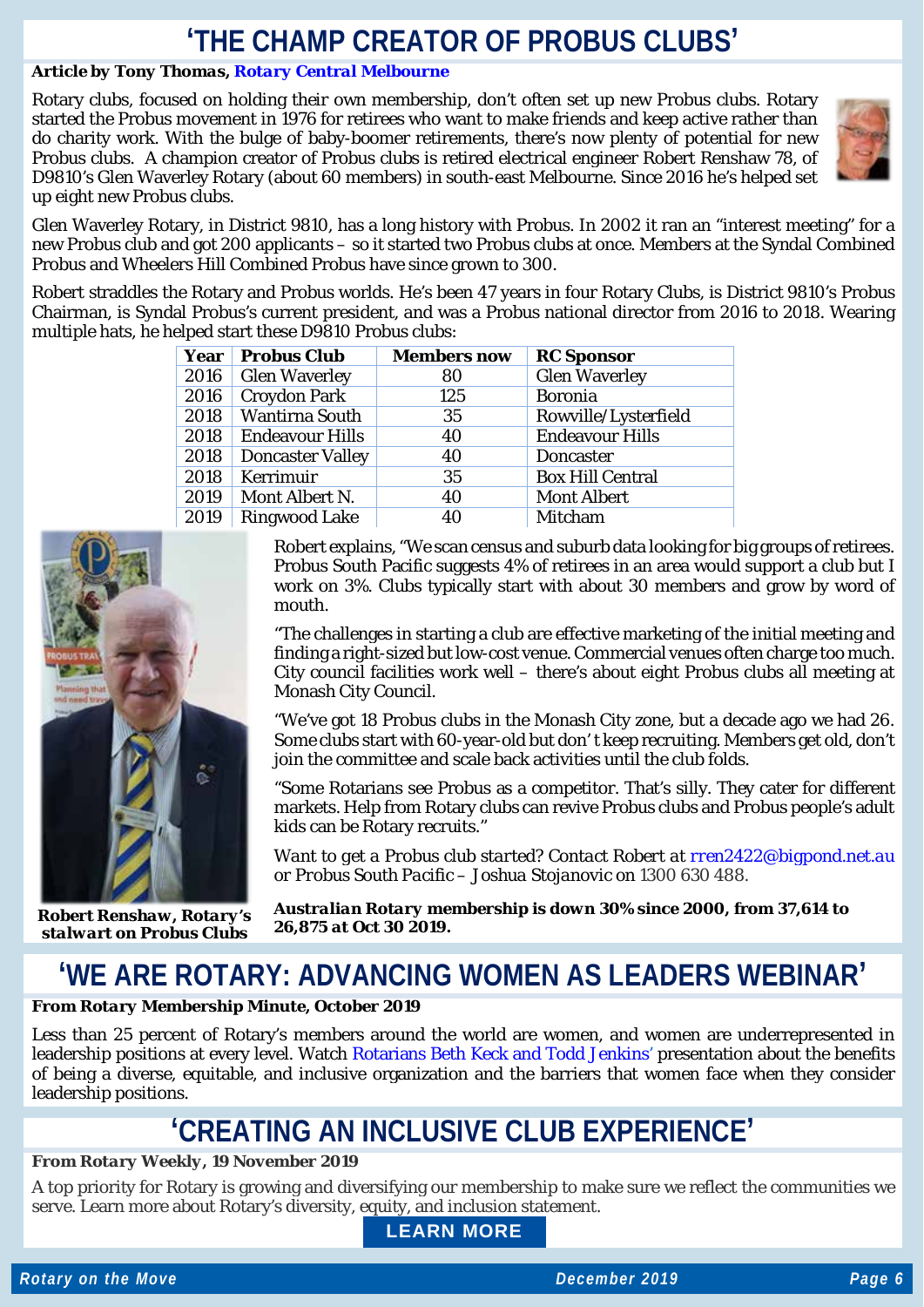# 'THE CHAMP CREATOR OF PROBUS CLUBS'

***Article by Tony Thomas, Rotary Central Melbourne***

Rotary clubs, focused on holding their own membership, don't often set up new Probus clubs. Rotary started the Probus movement in 1976 for retirees who want to make friends and keep active rather than do charity work. With the bulge of baby-boomer retirements, there's now plenty of potential for new Probus clubs. A champion creator of Probus clubs is retired electrical engineer Robert Renshaw 78, of D9810's Glen Waverley Rotary (about 60 members) in south-east Melbourne. Since 2016 he's helped set up eight new Probus clubs.

Glen Waverley Rotary, in District 9810, has a long history with Probus. In 2002 it ran an "interest meeting" for a new Probus club and got 200 applicants – so it started two Probus clubs at once. Members at the Syndal Combined Probus and Wheelers Hill Combined Probus have since grown to 300.

Robert straddles the Rotary and Probus worlds. He's been 47 years in four Rotary Clubs, is District 9810's Probus Chairman, is Syndal Probus's current president, and was a Probus national director from 2016 to 2018. Wearing multiple hats, he helped start these D9810 Probus clubs:

| Year | Probus Club | Members now | RC Sponsor |
|---|---|---|---|
| 2016 | Glen Waverley | 80 | Glen Waverley |
| 2016 | Croydon Park | 125 | Boronia |
| 2018 | Wantirna South | 35 | Rowville/Lysterfield |
| 2018 | Endeavour Hills | 40 | Endeavour Hills |
| 2018 | Doncaster Valley | 40 | Doncaster |
| 2018 | Kerrimuir | 35 | Box Hill Central |
| 2019 | Mont Albert N. | 40 | Mont Albert |
| 2019 | Ringwood Lake | 40 | Mitcham |

Robert explains, "We scan census and suburb data looking for big groups of retirees. Probus South Pacific suggests 4% of retirees in an area would support a club but I work on 3%. Clubs typically start with about 30 members and grow by word of mouth.

"The challenges in starting a club are effective marketing of the initial meeting and finding a right-sized but low-cost venue. Commercial venues often charge too much. City council facilities work well – there's about eight Probus clubs all meeting at Monash City Council.

"We've got 18 Probus clubs in the Monash City zone, but a decade ago we had 26. Some clubs start with 60-year-old but don't keep recruiting. Members get old, don't join the committee and scale back activities until the club folds.

"Some Rotarians see Probus as a competitor. That's silly. They cater for different markets. Help from Rotary clubs can revive Probus clubs and Probus people's adult kids can be Rotary recruits."

*Want to get a Probus club started? Contact Robert at* rren2422@bigpond.net.au *or Probus South Pacific – Joshua Stojanovic on* 1300 630 488.

***Robert Renshaw, Rotary's stalwart on Probus Clubs***

***Australian Rotary membership is down 30% since 2000, from 37,614 to 26,875 at Oct 30 2019.***

# 'WE ARE ROTARY: ADVANCING WOMEN AS LEADERS WEBINAR'

***From Rotary Membership Minute, October 2019***

Less than 25 percent of Rotary's members around the world are women, and women are underrepresented in leadership positions at every level. Watch Rotarians Beth Keck and Todd Jenkins' presentation about the benefits of being a diverse, equitable, and inclusive organization and the barriers that women face when they consider leadership positions.

# 'CREATING AN INCLUSIVE CLUB EXPERIENCE'

***From Rotary Weekly, 19 November 2019***

A top priority for Rotary is growing and diversifying our membership to make sure we reflect the communities we serve. Learn more about Rotary's diversity, equity, and inclusion statement.

**LEARN MORE**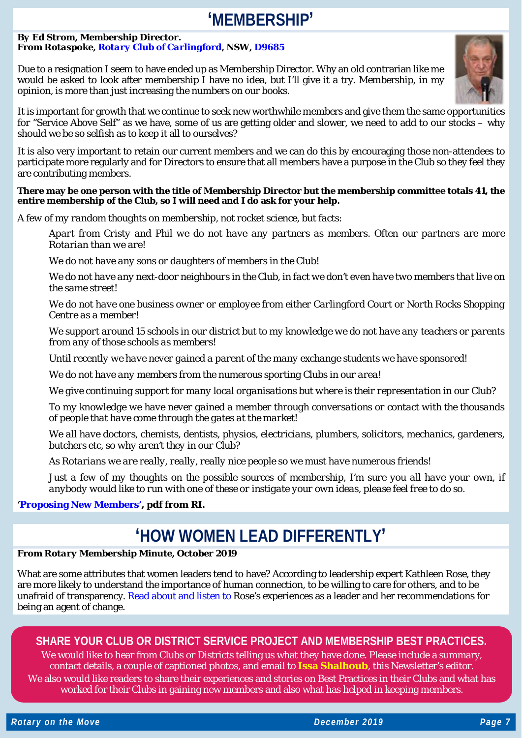# 'MEMBERSHIP'

***By Ed Strom, Membership Director.***
**From Rotaspoke, Rotary Club of Carlingford, NSW, D9685**

Due to a resignation I seem to have ended up as Membership Director. Why an old contrarian like me would be asked to look after membership I have no idea, but I'll give it a try. Membership, in my opinion, is more than just increasing the numbers on our books.

It is important for growth that we continue to seek new worthwhile members and give them the same opportunities for "Service Above Self" as we have, some of us are getting older and slower, we need to add to our stocks – why should we be so selfish as to keep it all to ourselves?

It is also very important to retain our current members and we can do this by encouraging those non-attendees to participate more regularly and for Directors to ensure that all members have a purpose in the Club so they feel they are contributing members.

**There may be one person with the title of Membership Director but the membership committee totals 41, the entire membership of the Club, so I will need and I do ask for your help.**

A few of my random thoughts on membership, not rocket science, but facts:

> Apart from Cristy and Phil we do not have any partners as members. Often our partners are more Rotarian than we are!
>
> We do not have any sons or daughters of members in the Club!
>
> We do not have any next-door neighbours in the Club, in fact we don't even have two members that live on the same street!
>
> We do not have one business owner or employee from either Carlingford Court or North Rocks Shopping Centre as a member!
>
> We support around 15 schools in our district but to my knowledge we do not have any teachers or parents from any of those schools as members!
>
> Until recently we have never gained a parent of the many exchange students we have sponsored!
>
> We do not have any members from the numerous sporting Clubs in our area!
>
> We give continuing support for many local organisations but where is their representation in our Club?
>
> To my knowledge we have never gained a member through conversations or contact with the thousands of people that have come through the gates at the market!
>
> We all have doctors, chemists, dentists, physios, electricians, plumbers, solicitors, mechanics, gardeners, butchers etc, so why aren't they in our Club?
>
> As Rotarians we are really, really, really nice people so we must have numerous friends!
>
> Just a few of my thoughts on the possible sources of membership, I'm sure you all have your own, if anybody would like to run with one of these or instigate your own ideas, please feel free to do so.

**'Proposing New Members', pdf from RI.**

# 'HOW WOMEN LEAD DIFFERENTLY'

***From Rotary Membership Minute, October 2019***

What are some attributes that women leaders tend to have? According to leadership expert Kathleen Rose, they are more likely to understand the importance of human connection, to be willing to care for others, and to be unafraid of transparency. Read about and listen to Rose's experiences as a leader and her recommendations for being an agent of change.

## SHARE YOUR CLUB OR DISTRICT SERVICE PROJECT AND MEMBERSHIP BEST PRACTICES.

We would like to hear from Clubs or Districts telling us what they have done. Please include a summary, contact details, a couple of captioned photos, and email to **Issa Shalhoub**, this Newsletter's editor.
We also would like readers to share their experiences and stories on Best Practices in their Clubs and what has worked for their Clubs in gaining new members and also what has helped in keeping members.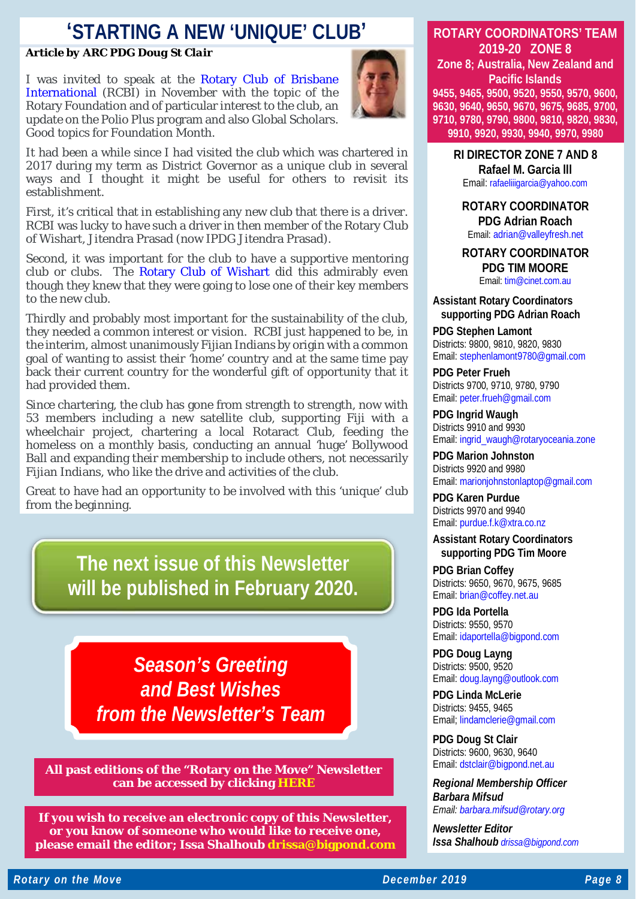# 'STARTING A NEW 'UNIQUE' CLUB'

***Article by ARC PDG Doug St Clair***

I was invited to speak at the Rotary Club of Brisbane International (RCBI) in November with the topic of the Rotary Foundation and of particular interest to the club, an update on the Polio Plus program and also Global Scholars. Good topics for Foundation Month.

It had been a while since I had visited the club which was chartered in 2017 during my term as District Governor as a unique club in several ways and I thought it might be useful for others to revisit its establishment.

First, it's critical that in establishing any new club that there is a driver. RCBI was lucky to have such a driver in then member of the Rotary Club of Wishart, Jitendra Prasad (now IPDG Jitendra Prasad).

Second, it was important for the club to have a supportive mentoring club or clubs. The Rotary Club of Wishart did this admirably even though they knew that they were going to lose one of their key members to the new club.

Thirdly and probably most important for the sustainability of the club, they needed a common interest or vision. RCBI just happened to be, in the interim, almost unanimously Fijian Indians by origin with a common goal of wanting to assist their 'home' country and at the same time pay back their current country for the wonderful gift of opportunity that it had provided them.

Since chartering, the club has gone from strength to strength, now with 53 members including a new satellite club, supporting Fiji with a wheelchair project, chartering a local Rotaract Club, feeding the homeless on a monthly basis, conducting an annual 'huge' Bollywood Ball and expanding their membership to include others, not necessarily Fijian Indians, who like the drive and activities of the club.

Great to have had an opportunity to be involved with this 'unique' club from the beginning.

**The next issue of this Newsletter will be published in February 2020.**

***Season's Greeting and Best Wishes from the Newsletter's Team***

**All past editions of the "Rotary on the Move" Newsletter can be accessed by clicking HERE**

**If you wish to receive an electronic copy of this Newsletter, or you know of someone who would like to receive one, please email the editor; Issa Shalhoub drissa@bigpond.com**

## ROTARY COORDINATORS' TEAM 2019-20 ZONE 8

**Zone 8; Australia, New Zealand and Pacific Islands**

**9455, 9465, 9500, 9520, 9550, 9570, 9600, 9630, 9640, 9650, 9670, 9675, 9685, 9700, 9710, 9780, 9790, 9800, 9810, 9820, 9830, 9910, 9920, 9930, 9940, 9970, 9980**

**RI DIRECTOR ZONE 7 AND 8**
**Rafael M. Garcia lll**
Email: rafaeliiigarcia@yahoo.com

**ROTARY COORDINATOR**
**PDG Adrian Roach**
Email: adrian@valleyfresh.net

**ROTARY COORDINATOR**
**PDG TIM MOORE**
Email: tim@cinet.com.au

**Assistant Rotary Coordinators supporting PDG Adrian Roach**

**PDG Stephen Lamont**
Districts: 9800, 9810, 9820, 9830
Email: stephenlamont9780@gmail.com

**PDG Peter Frueh**
Districts 9700, 9710, 9780, 9790
Email: peter.frueh@gmail.com

**PDG Ingrid Waugh**
Districts 9910 and 9930
Email: ingrid_waugh@rotaryoceania.zone

**PDG Marion Johnston**
Districts 9920 and 9980
Email: marionjohnstonlaptop@gmail.com

**PDG Karen Purdue**
Districts 9970 and 9940
Email: purdue.f.k@xtra.co.nz

**Assistant Rotary Coordinators supporting PDG Tim Moore**

**PDG Brian Coffey**
Districts: 9650, 9670, 9675, 9685
Email: brian@coffey.net.au

**PDG Ida Portella**
Districts: 9550, 9570
Email: idaportella@bigpond.com

**PDG Doug Layng**
Districts: 9500, 9520
Email: doug.layng@outlook.com

**PDG Linda McLerie**
Districts: 9455, 9465
Email; lindamclerie@gmail.com

**PDG Doug St Clair**
Districts: 9600, 9630, 9640
Email: dstclair@bigpond.net.au

***Regional Membership Officer***
***Barbara Mifsud***
*Email: barbara.mifsud@rotary.org*

***Newsletter Editor***
***Issa Shalhoub*** *drissa@bigpond.com*